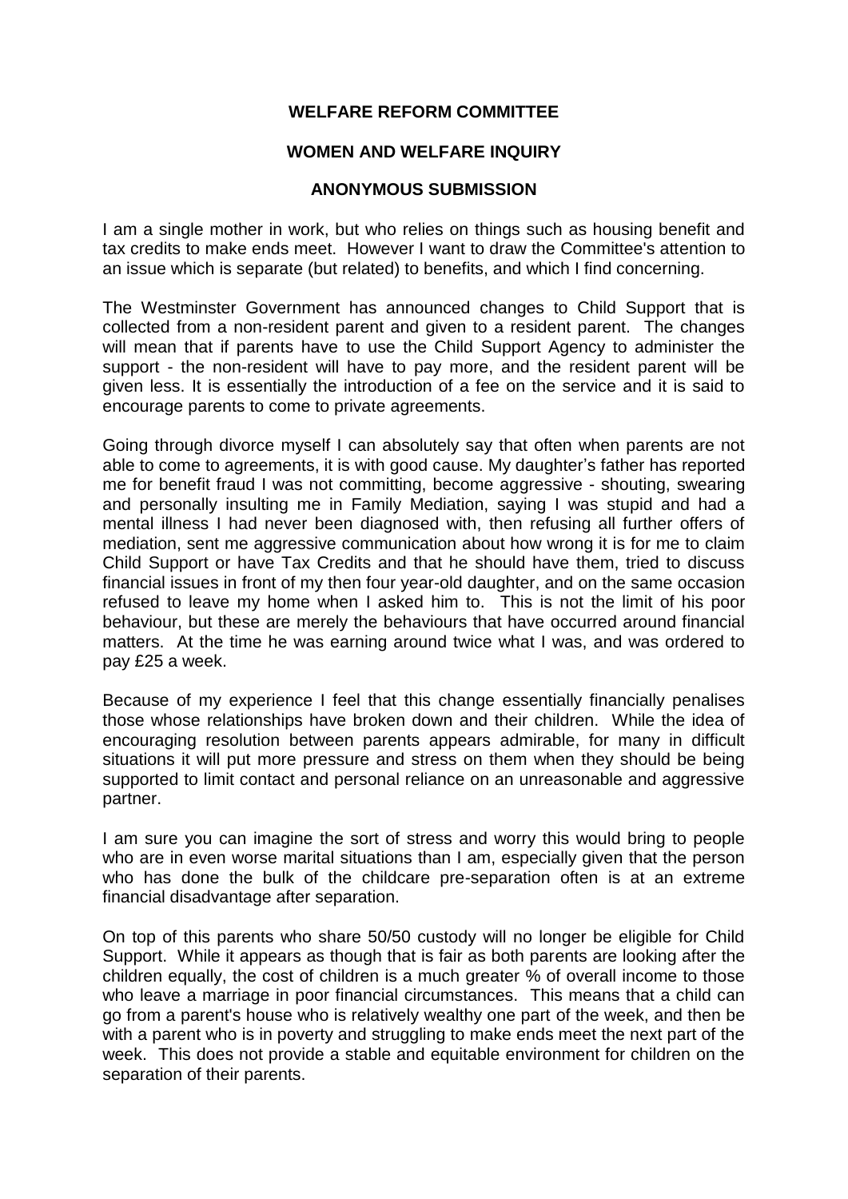**WELFARE REFORM COMMITTEE**

**WOMEN AND WELFARE INQUIRY**

**ANONYMOUS SUBMISSION**

I am a single mother in work, but who relies on things such as housing benefit and tax credits to make ends meet. However I want to draw the Committee's attention to an issue which is separate (but related) to benefits, and which I find concerning.

The Westminster Government has announced changes to Child Support that is collected from a non-resident parent and given to a resident parent. The changes will mean that if parents have to use the Child Support Agency to administer the support - the non-resident will have to pay more, and the resident parent will be given less. It is essentially the introduction of a fee on the service and it is said to encourage parents to come to private agreements.

Going through divorce myself I can absolutely say that often when parents are not able to come to agreements, it is with good cause. My daughter's father has reported me for benefit fraud I was not committing, become aggressive - shouting, swearing and personally insulting me in Family Mediation, saying I was stupid and had a mental illness I had never been diagnosed with, then refusing all further offers of mediation, sent me aggressive communication about how wrong it is for me to claim Child Support or have Tax Credits and that he should have them, tried to discuss financial issues in front of my then four year-old daughter, and on the same occasion refused to leave my home when I asked him to. This is not the limit of his poor behaviour, but these are merely the behaviours that have occurred around financial matters. At the time he was earning around twice what I was, and was ordered to pay £25 a week.

Because of my experience I feel that this change essentially financially penalises those whose relationships have broken down and their children. While the idea of encouraging resolution between parents appears admirable, for many in difficult situations it will put more pressure and stress on them when they should be being supported to limit contact and personal reliance on an unreasonable and aggressive partner.

I am sure you can imagine the sort of stress and worry this would bring to people who are in even worse marital situations than I am, especially given that the person who has done the bulk of the childcare pre-separation often is at an extreme financial disadvantage after separation.

On top of this parents who share 50/50 custody will no longer be eligible for Child Support. While it appears as though that is fair as both parents are looking after the children equally, the cost of children is a much greater % of overall income to those who leave a marriage in poor financial circumstances. This means that a child can go from a parent's house who is relatively wealthy one part of the week, and then be with a parent who is in poverty and struggling to make ends meet the next part of the week. This does not provide a stable and equitable environment for children on the separation of their parents.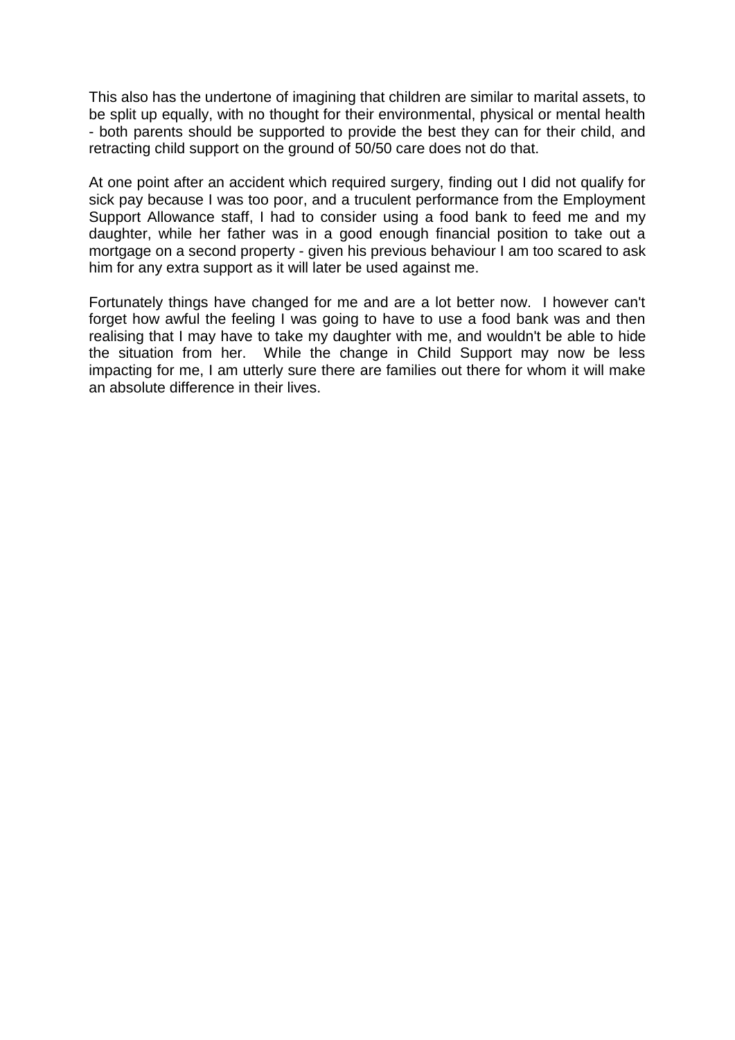This also has the undertone of imagining that children are similar to marital assets, to be split up equally, with no thought for their environmental, physical or mental health - both parents should be supported to provide the best they can for their child, and retracting child support on the ground of 50/50 care does not do that.

At one point after an accident which required surgery, finding out I did not qualify for sick pay because I was too poor, and a truculent performance from the Employment Support Allowance staff, I had to consider using a food bank to feed me and my daughter, while her father was in a good enough financial position to take out a mortgage on a second property - given his previous behaviour I am too scared to ask him for any extra support as it will later be used against me.

Fortunately things have changed for me and are a lot better now. I however can't forget how awful the feeling I was going to have to use a food bank was and then realising that I may have to take my daughter with me, and wouldn't be able to hide the situation from her. While the change in Child Support may now be less impacting for me, I am utterly sure there are families out there for whom it will make an absolute difference in their lives.